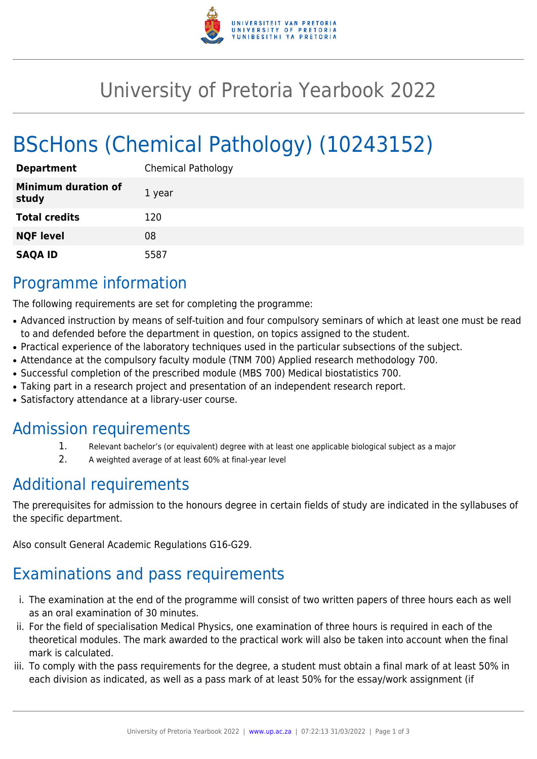# University of Pretoria Yearbook 2022

# BScHons (Chemical Pathology) (10243152)

| | |
|---|---|
| **Department** | Chemical Pathology |
| **Minimum duration of study** | 1 year |
| **Total credits** | 120 |
| **NQF level** | 08 |
| **SAQA ID** | 5587 |

## Programme information

The following requirements are set for completing the programme:

- Advanced instruction by means of self-tuition and four compulsory seminars of which at least one must be read to and defended before the department in question, on topics assigned to the student.
- Practical experience of the laboratory techniques used in the particular subsections of the subject.
- Attendance at the compulsory faculty module (TNM 700) Applied research methodology 700.
- Successful completion of the prescribed module (MBS 700) Medical biostatistics 700.
- Taking part in a research project and presentation of an independent research report.
- Satisfactory attendance at a library-user course.

## Admission requirements

1. Relevant bachelor's (or equivalent) degree with at least one applicable biological subject as a major
2. A weighted average of at least 60% at final-year level

## Additional requirements

The prerequisites for admission to the honours degree in certain fields of study are indicated in the syllabuses of the specific department.

Also consult General Academic Regulations G16-G29.

## Examinations and pass requirements

i. The examination at the end of the programme will consist of two written papers of three hours each as well as an oral examination of 30 minutes.
ii. For the field of specialisation Medical Physics, one examination of three hours is required in each of the theoretical modules. The mark awarded to the practical work will also be taken into account when the final mark is calculated.
iii. To comply with the pass requirements for the degree, a student must obtain a final mark of at least 50% in each division as indicated, as well as a pass mark of at least 50% for the essay/work assignment (if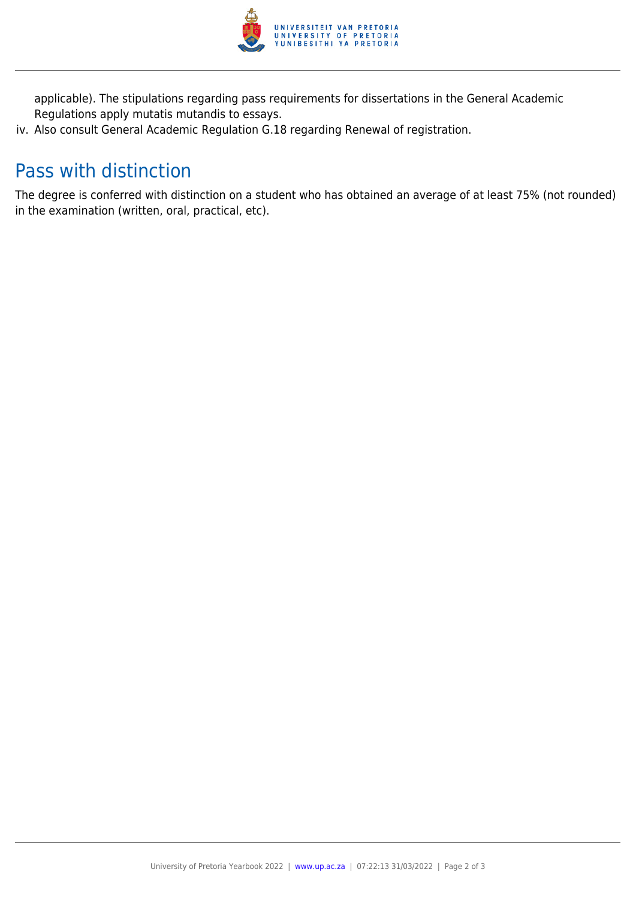applicable). The stipulations regarding pass requirements for dissertations in the General Academic Regulations apply mutatis mutandis to essays.

iv. Also consult General Academic Regulation G.18 regarding Renewal of registration.

## Pass with distinction

The degree is conferred with distinction on a student who has obtained an average of at least 75% (not rounded) in the examination (written, oral, practical, etc).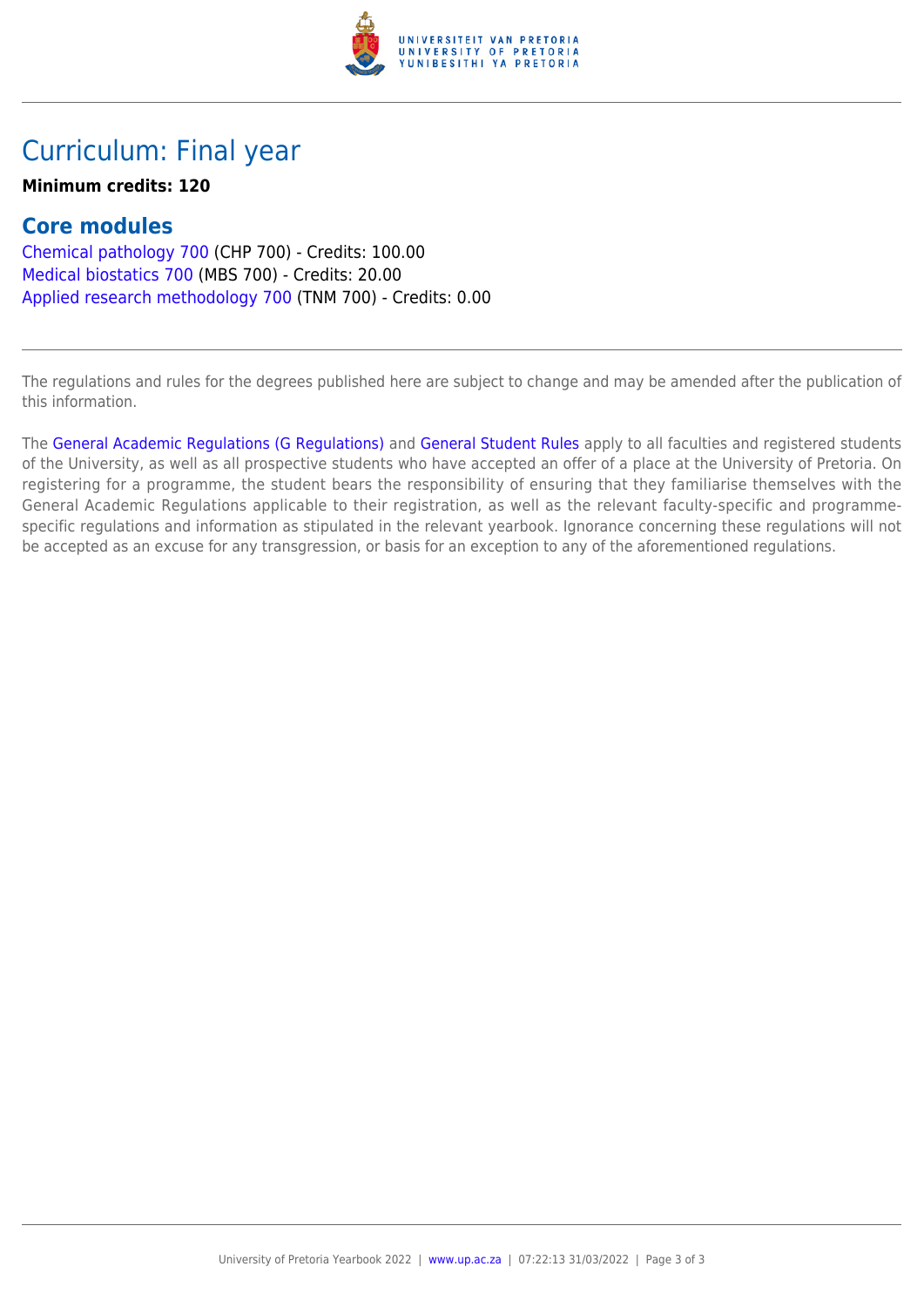# Curriculum: Final year

**Minimum credits: 120**

## Core modules

Chemical pathology 700 (CHP 700) - Credits: 100.00
Medical biostatics 700 (MBS 700) - Credits: 20.00
Applied research methodology 700 (TNM 700) - Credits: 0.00

The regulations and rules for the degrees published here are subject to change and may be amended after the publication of this information.

The General Academic Regulations (G Regulations) and General Student Rules apply to all faculties and registered students of the University, as well as all prospective students who have accepted an offer of a place at the University of Pretoria. On registering for a programme, the student bears the responsibility of ensuring that they familiarise themselves with the General Academic Regulations applicable to their registration, as well as the relevant faculty-specific and programme-specific regulations and information as stipulated in the relevant yearbook. Ignorance concerning these regulations will not be accepted as an excuse for any transgression, or basis for an exception to any of the aforementioned regulations.